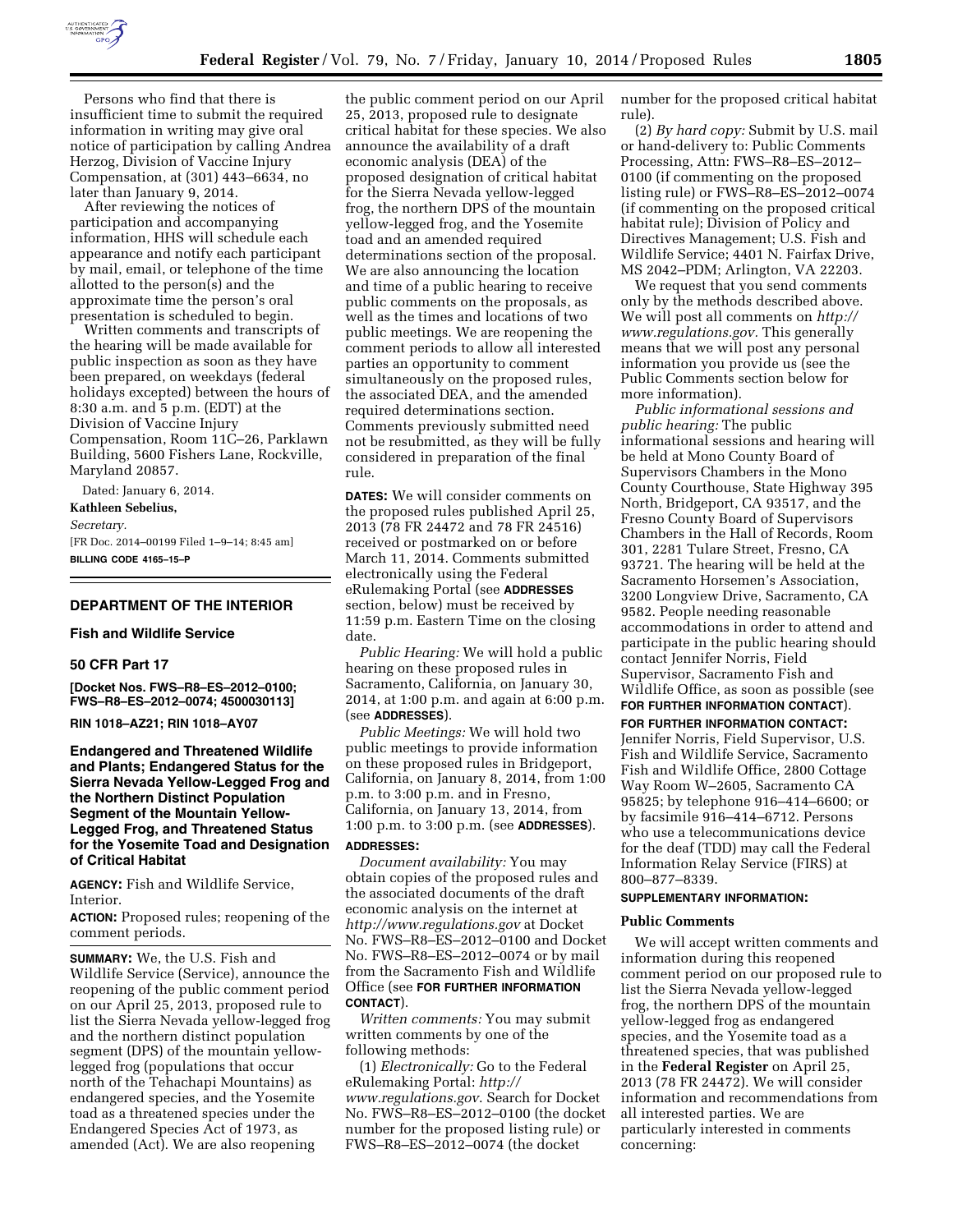Persons who find that there is insufficient time to submit the required information in writing may give oral notice of participation by calling Andrea Herzog, Division of Vaccine Injury Compensation, at (301) 443–6634, no later than January 9, 2014.

After reviewing the notices of participation and accompanying information, HHS will schedule each appearance and notify each participant by mail, email, or telephone of the time allotted to the person(s) and the approximate time the person's oral presentation is scheduled to begin.

Written comments and transcripts of the hearing will be made available for public inspection as soon as they have been prepared, on weekdays (federal holidays excepted) between the hours of 8:30 a.m. and 5 p.m. (EDT) at the Division of Vaccine Injury Compensation, Room 11C–26, Parklawn Building, 5600 Fishers Lane, Rockville, Maryland 20857.

Dated: January 6, 2014.

**Kathleen Sebelius,**

*Secretary.*

[FR Doc. 2014–00199 Filed 1–9–14; 8:45 am]

**BILLING CODE 4165–15–P**

## DEPARTMENT OF THE INTERIOR

### Fish and Wildlife Service

### 50 CFR Part 17

**[Docket Nos. FWS–R8–ES–2012–0100; FWS–R8–ES–2012–0074; 4500030113]**

**RIN 1018–AZ21; RIN 1018–AY07**

### Endangered and Threatened Wildlife and Plants; Endangered Status for the Sierra Nevada Yellow-Legged Frog and the Northern Distinct Population Segment of the Mountain Yellow-Legged Frog, and Threatened Status for the Yosemite Toad and Designation of Critical Habitat

**AGENCY:** Fish and Wildlife Service, Interior.

**ACTION:** Proposed rules; reopening of the comment periods.

**SUMMARY:** We, the U.S. Fish and Wildlife Service (Service), announce the reopening of the public comment period on our April 25, 2013, proposed rule to list the Sierra Nevada yellow-legged frog and the northern distinct population segment (DPS) of the mountain yellow-legged frog (populations that occur north of the Tehachapi Mountains) as endangered species, and the Yosemite toad as a threatened species under the Endangered Species Act of 1973, as amended (Act). We are also reopening the public comment period on our April 25, 2013, proposed rule to designate critical habitat for these species. We also announce the availability of a draft economic analysis (DEA) of the proposed designation of critical habitat for the Sierra Nevada yellow-legged frog, the northern DPS of the mountain yellow-legged frog, and the Yosemite toad and an amended required determinations section of the proposal. We are also announcing the location and time of a public hearing to receive public comments on the proposals, as well as the times and locations of two public meetings. We are reopening the comment periods to allow all interested parties an opportunity to comment simultaneously on the proposed rules, the associated DEA, and the amended required determinations section. Comments previously submitted need not be resubmitted, as they will be fully considered in preparation of the final rule.

**DATES:** We will consider comments on the proposed rules published April 25, 2013 (78 FR 24472 and 78 FR 24516) received or postmarked on or before March 11, 2014. Comments submitted electronically using the Federal eRulemaking Portal (see **ADDRESSES** section, below) must be received by 11:59 p.m. Eastern Time on the closing date.

*Public Hearing:* We will hold a public hearing on these proposed rules in Sacramento, California, on January 30, 2014, at 1:00 p.m. and again at 6:00 p.m. (see **ADDRESSES**).

*Public Meetings:* We will hold two public meetings to provide information on these proposed rules in Bridgeport, California, on January 8, 2014, from 1:00 p.m. to 3:00 p.m. and in Fresno, California, on January 13, 2014, from 1:00 p.m. to 3:00 p.m. (see **ADDRESSES**).

**ADDRESSES:**

*Document availability:* You may obtain copies of the proposed rules and the associated documents of the draft economic analysis on the internet at *http://www.regulations.gov* at Docket No. FWS–R8–ES–2012–0100 and Docket No. FWS–R8–ES–2012–0074 or by mail from the Sacramento Fish and Wildlife Office (see **FOR FURTHER INFORMATION CONTACT**).

*Written comments:* You may submit written comments by one of the following methods:

(1) *Electronically:* Go to the Federal eRulemaking Portal: *http://www.regulations.gov.* Search for Docket No. FWS–R8–ES–2012–0100 (the docket number for the proposed listing rule) or FWS–R8–ES–2012–0074 (the docket number for the proposed critical habitat rule).

(2) *By hard copy:* Submit by U.S. mail or hand-delivery to: Public Comments Processing, Attn: FWS–R8–ES–2012–0100 (if commenting on the proposed listing rule) or FWS–R8–ES–2012–0074 (if commenting on the proposed critical habitat rule); Division of Policy and Directives Management; U.S. Fish and Wildlife Service; 4401 N. Fairfax Drive, MS 2042–PDM; Arlington, VA 22203.

We request that you send comments only by the methods described above. We will post all comments on *http://www.regulations.gov.* This generally means that we will post any personal information you provide us (see the Public Comments section below for more information).

*Public informational sessions and public hearing:* The public informational sessions and hearing will be held at Mono County Board of Supervisors Chambers in the Mono County Courthouse, State Highway 395 North, Bridgeport, CA 93517, and the Fresno County Board of Supervisors Chambers in the Hall of Records, Room 301, 2281 Tulare Street, Fresno, CA 93721. The hearing will be held at the Sacramento Horsemen's Association, 3200 Longview Drive, Sacramento, CA 9582. People needing reasonable accommodations in order to attend and participate in the public hearing should contact Jennifer Norris, Field Supervisor, Sacramento Fish and Wildlife Office, as soon as possible (see **FOR FURTHER INFORMATION CONTACT**).

**FOR FURTHER INFORMATION CONTACT:** Jennifer Norris, Field Supervisor, U.S. Fish and Wildlife Service, Sacramento Fish and Wildlife Office, 2800 Cottage Way Room W–2605, Sacramento CA 95825; by telephone 916–414–6600; or by facsimile 916–414–6712. Persons who use a telecommunications device for the deaf (TDD) may call the Federal Information Relay Service (FIRS) at 800–877–8339.

**SUPPLEMENTARY INFORMATION:**

#### Public Comments

We will accept written comments and information during this reopened comment period on our proposed rule to list the Sierra Nevada yellow-legged frog, the northern DPS of the mountain yellow-legged frog as endangered species, and the Yosemite toad as a threatened species, that was published in the **Federal Register** on April 25, 2013 (78 FR 24472). We will consider information and recommendations from all interested parties. We are particularly interested in comments concerning: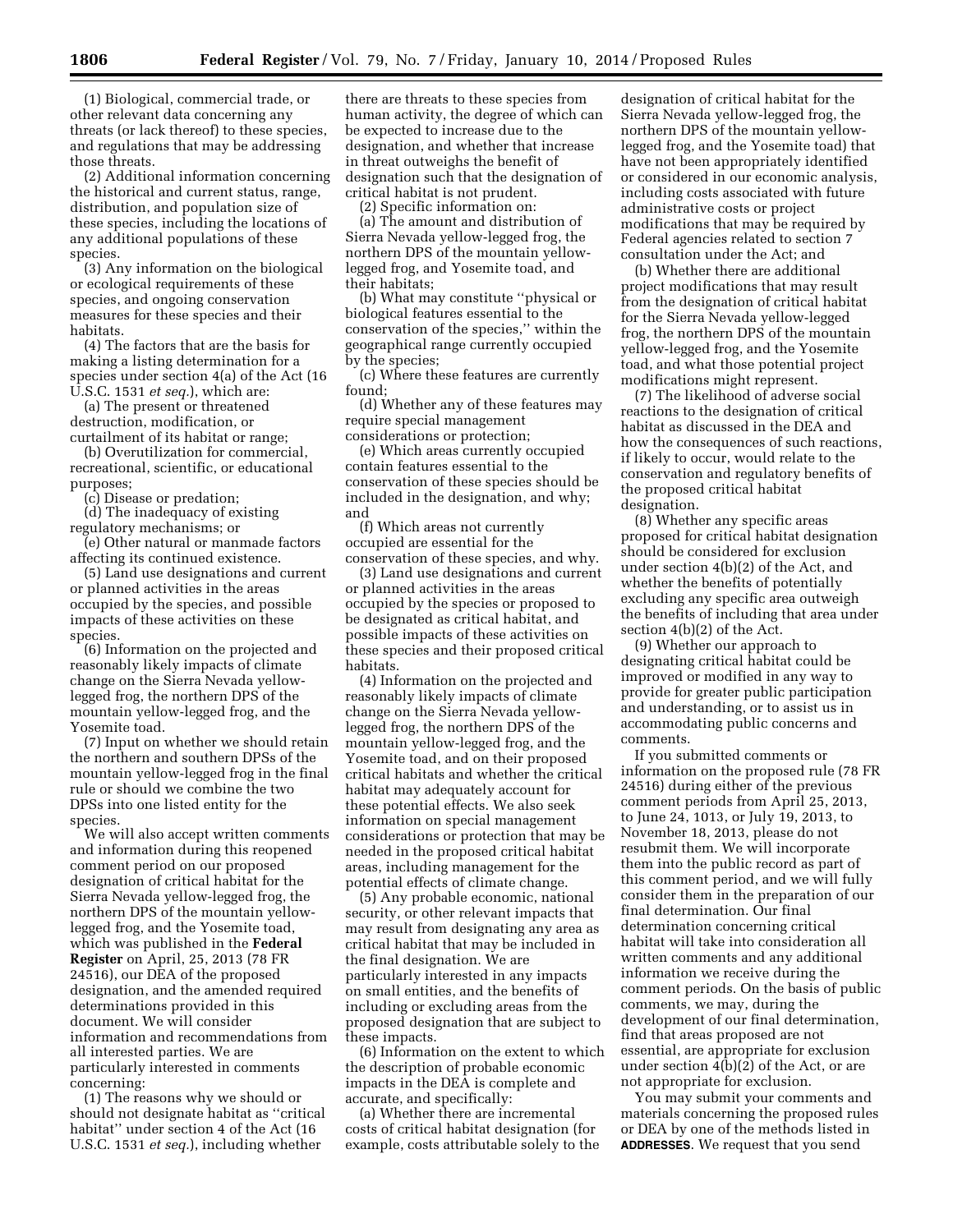(1) Biological, commercial trade, or other relevant data concerning any threats (or lack thereof) to these species, and regulations that may be addressing those threats.

(2) Additional information concerning the historical and current status, range, distribution, and population size of these species, including the locations of any additional populations of these species.

(3) Any information on the biological or ecological requirements of these species, and ongoing conservation measures for these species and their habitats.

(4) The factors that are the basis for making a listing determination for a species under section 4(a) of the Act (16 U.S.C. 1531 *et seq.*), which are:

(a) The present or threatened destruction, modification, or curtailment of its habitat or range;

(b) Overutilization for commercial, recreational, scientific, or educational purposes;

(c) Disease or predation;

(d) The inadequacy of existing regulatory mechanisms; or

(e) Other natural or manmade factors affecting its continued existence.

(5) Land use designations and current or planned activities in the areas occupied by the species, and possible impacts of these activities on these species.

(6) Information on the projected and reasonably likely impacts of climate change on the Sierra Nevada yellow-legged frog, the northern DPS of the mountain yellow-legged frog, and the Yosemite toad.

(7) Input on whether we should retain the northern and southern DPSs of the mountain yellow-legged frog in the final rule or should we combine the two DPSs into one listed entity for the species.

We will also accept written comments and information during this reopened comment period on our proposed designation of critical habitat for the Sierra Nevada yellow-legged frog, the northern DPS of the mountain yellow-legged frog, and the Yosemite toad, which was published in the **Federal Register** on April, 25, 2013 (78 FR 24516), our DEA of the proposed designation, and the amended required determinations provided in this document. We will consider information and recommendations from all interested parties. We are particularly interested in comments concerning:

(1) The reasons why we should or should not designate habitat as ''critical habitat'' under section 4 of the Act (16 U.S.C. 1531 *et seq.*), including whether there are threats to these species from human activity, the degree of which can be expected to increase due to the designation, and whether that increase in threat outweighs the benefit of designation such that the designation of critical habitat is not prudent.

(2) Specific information on:

(a) The amount and distribution of Sierra Nevada yellow-legged frog, the northern DPS of the mountain yellow-legged frog, and Yosemite toad, and their habitats;

(b) What may constitute ''physical or biological features essential to the conservation of the species,'' within the geographical range currently occupied by the species;

(c) Where these features are currently found;

(d) Whether any of these features may require special management considerations or protection;

(e) Which areas currently occupied contain features essential to the conservation of these species should be included in the designation, and why; and

(f) Which areas not currently occupied are essential for the conservation of these species, and why.

(3) Land use designations and current or planned activities in the areas occupied by the species or proposed to be designated as critical habitat, and possible impacts of these activities on these species and their proposed critical habitats.

(4) Information on the projected and reasonably likely impacts of climate change on the Sierra Nevada yellow-legged frog, the northern DPS of the mountain yellow-legged frog, and the Yosemite toad, and on their proposed critical habitats and whether the critical habitat may adequately account for these potential effects. We also seek information on special management considerations or protection that may be needed in the proposed critical habitat areas, including management for the potential effects of climate change.

(5) Any probable economic, national security, or other relevant impacts that may result from designating any area as critical habitat that may be included in the final designation. We are particularly interested in any impacts on small entities, and the benefits of including or excluding areas from the proposed designation that are subject to these impacts.

(6) Information on the extent to which the description of probable economic impacts in the DEA is complete and accurate, and specifically:

(a) Whether there are incremental costs of critical habitat designation (for example, costs attributable solely to the designation of critical habitat for the Sierra Nevada yellow-legged frog, the northern DPS of the mountain yellow-legged frog, and the Yosemite toad) that have not been appropriately identified or considered in our economic analysis, including costs associated with future administrative costs or project modifications that may be required by Federal agencies related to section 7 consultation under the Act; and

(b) Whether there are additional project modifications that may result from the designation of critical habitat for the Sierra Nevada yellow-legged frog, the northern DPS of the mountain yellow-legged frog, and the Yosemite toad, and what those potential project modifications might represent.

(7) The likelihood of adverse social reactions to the designation of critical habitat as discussed in the DEA and how the consequences of such reactions, if likely to occur, would relate to the conservation and regulatory benefits of the proposed critical habitat designation.

(8) Whether any specific areas proposed for critical habitat designation should be considered for exclusion under section 4(b)(2) of the Act, and whether the benefits of potentially excluding any specific area outweigh the benefits of including that area under section 4(b)(2) of the Act.

(9) Whether our approach to designating critical habitat could be improved or modified in any way to provide for greater public participation and understanding, or to assist us in accommodating public concerns and comments.

If you submitted comments or information on the proposed rule (78 FR 24516) during either of the previous comment periods from April 25, 2013, to June 24, 1013, or July 19, 2013, to November 18, 2013, please do not resubmit them. We will incorporate them into the public record as part of this comment period, and we will fully consider them in the preparation of our final determination. Our final determination concerning critical habitat will take into consideration all written comments and any additional information we receive during the comment periods. On the basis of public comments, we may, during the development of our final determination, find that areas proposed are not essential, are appropriate for exclusion under section 4(b)(2) of the Act, or are not appropriate for exclusion.

You may submit your comments and materials concerning the proposed rules or DEA by one of the methods listed in **ADDRESSES**. We request that you send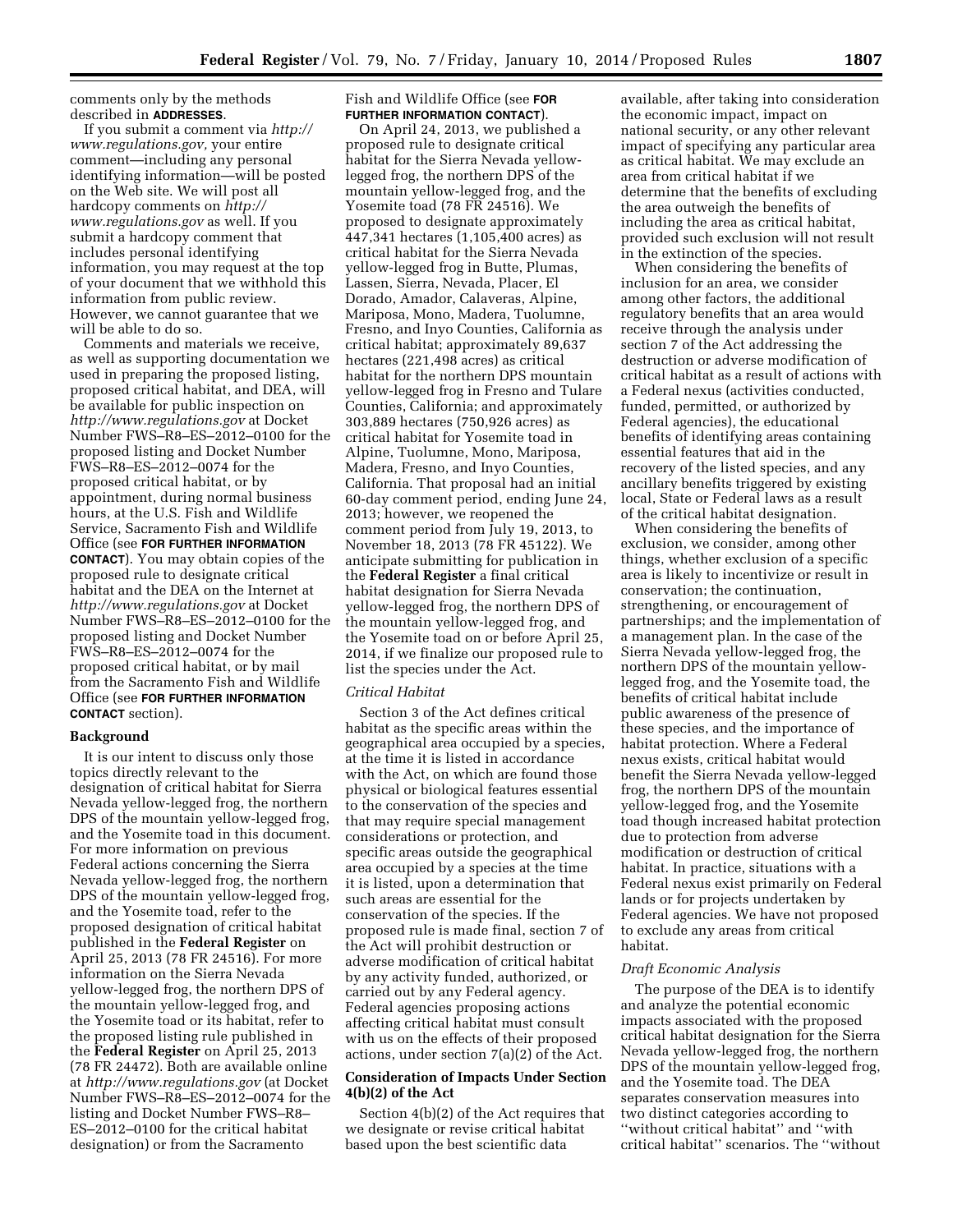comments only by the methods described in **ADDRESSES**.

If you submit a comment via *http://www.regulations.gov,* your entire comment—including any personal identifying information—will be posted on the Web site. We will post all hardcopy comments on *http://www.regulations.gov* as well. If you submit a hardcopy comment that includes personal identifying information, you may request at the top of your document that we withhold this information from public review. However, we cannot guarantee that we will be able to do so.

Comments and materials we receive, as well as supporting documentation we used in preparing the proposed listing, proposed critical habitat, and DEA, will be available for public inspection on *http://www.regulations.gov* at Docket Number FWS–R8–ES–2012–0100 for the proposed listing and Docket Number FWS–R8–ES–2012–0074 for the proposed critical habitat, or by appointment, during normal business hours, at the U.S. Fish and Wildlife Service, Sacramento Fish and Wildlife Office (see **FOR FURTHER INFORMATION CONTACT**). You may obtain copies of the proposed rule to designate critical habitat and the DEA on the Internet at *http://www.regulations.gov* at Docket Number FWS–R8–ES–2012–0100 for the proposed listing and Docket Number FWS–R8–ES–2012–0074 for the proposed critical habitat, or by mail from the Sacramento Fish and Wildlife Office (see **FOR FURTHER INFORMATION CONTACT** section).

## Background

It is our intent to discuss only those topics directly relevant to the designation of critical habitat for Sierra Nevada yellow-legged frog, the northern DPS of the mountain yellow-legged frog, and the Yosemite toad in this document. For more information on previous Federal actions concerning the Sierra Nevada yellow-legged frog, the northern DPS of the mountain yellow-legged frog, and the Yosemite toad, refer to the proposed designation of critical habitat published in the **Federal Register** on April 25, 2013 (78 FR 24516). For more information on the Sierra Nevada yellow-legged frog, the northern DPS of the mountain yellow-legged frog, and the Yosemite toad or its habitat, refer to the proposed listing rule published in the **Federal Register** on April 25, 2013 (78 FR 24472). Both are available online at *http://www.regulations.gov* (at Docket Number FWS–R8–ES–2012–0074 for the listing and Docket Number FWS–R8–ES–2012–0100 for the critical habitat designation) or from the Sacramento Fish and Wildlife Office (see **FOR FURTHER INFORMATION CONTACT**).

On April 24, 2013, we published a proposed rule to designate critical habitat for the Sierra Nevada yellow-legged frog, the northern DPS of the mountain yellow-legged frog, and the Yosemite toad (78 FR 24516). We proposed to designate approximately 447,341 hectares (1,105,400 acres) as critical habitat for the Sierra Nevada yellow-legged frog in Butte, Plumas, Lassen, Sierra, Nevada, Placer, El Dorado, Amador, Calaveras, Alpine, Mariposa, Mono, Madera, Tuolumne, Fresno, and Inyo Counties, California as critical habitat; approximately 89,637 hectares (221,498 acres) as critical habitat for the northern DPS mountain yellow-legged frog in Fresno and Tulare Counties, California; and approximately 303,889 hectares (750,926 acres) as critical habitat for Yosemite toad in Alpine, Tuolumne, Mono, Mariposa, Madera, Fresno, and Inyo Counties, California. That proposal had an initial 60-day comment period, ending June 24, 2013; however, we reopened the comment period from July 19, 2013, to November 18, 2013 (78 FR 45122). We anticipate submitting for publication in the **Federal Register** a final critical habitat designation for Sierra Nevada yellow-legged frog, the northern DPS of the mountain yellow-legged frog, and the Yosemite toad on or before April 25, 2014, if we finalize our proposed rule to list the species under the Act.

### *Critical Habitat*

Section 3 of the Act defines critical habitat as the specific areas within the geographical area occupied by a species, at the time it is listed in accordance with the Act, on which are found those physical or biological features essential to the conservation of the species and that may require special management considerations or protection, and specific areas outside the geographical area occupied by a species at the time it is listed, upon a determination that such areas are essential for the conservation of the species. If the proposed rule is made final, section 7 of the Act will prohibit destruction or adverse modification of critical habitat by any activity funded, authorized, or carried out by any Federal agency. Federal agencies proposing actions affecting critical habitat must consult with us on the effects of their proposed actions, under section 7(a)(2) of the Act.

## Consideration of Impacts Under Section 4(b)(2) of the Act

Section 4(b)(2) of the Act requires that we designate or revise critical habitat based upon the best scientific data available, after taking into consideration the economic impact, impact on national security, or any other relevant impact of specifying any particular area as critical habitat. We may exclude an area from critical habitat if we determine that the benefits of excluding the area outweigh the benefits of including the area as critical habitat, provided such exclusion will not result in the extinction of the species.

When considering the benefits of inclusion for an area, we consider among other factors, the additional regulatory benefits that an area would receive through the analysis under section 7 of the Act addressing the destruction or adverse modification of critical habitat as a result of actions with a Federal nexus (activities conducted, funded, permitted, or authorized by Federal agencies), the educational benefits of identifying areas containing essential features that aid in the recovery of the listed species, and any ancillary benefits triggered by existing local, State or Federal laws as a result of the critical habitat designation.

When considering the benefits of exclusion, we consider, among other things, whether exclusion of a specific area is likely to incentivize or result in conservation; the continuation, strengthening, or encouragement of partnerships; and the implementation of a management plan. In the case of the Sierra Nevada yellow-legged frog, the northern DPS of the mountain yellow-legged frog, and the Yosemite toad, the benefits of critical habitat include public awareness of the presence of these species, and the importance of habitat protection. Where a Federal nexus exists, critical habitat would benefit the Sierra Nevada yellow-legged frog, the northern DPS of the mountain yellow-legged frog, and the Yosemite toad though increased habitat protection due to protection from adverse modification or destruction of critical habitat. In practice, situations with a Federal nexus exist primarily on Federal lands or for projects undertaken by Federal agencies. We have not proposed to exclude any areas from critical habitat.

### *Draft Economic Analysis*

The purpose of the DEA is to identify and analyze the potential economic impacts associated with the proposed critical habitat designation for the Sierra Nevada yellow-legged frog, the northern DPS of the mountain yellow-legged frog, and the Yosemite toad. The DEA separates conservation measures into two distinct categories according to ''without critical habitat'' and ''with critical habitat'' scenarios. The ''without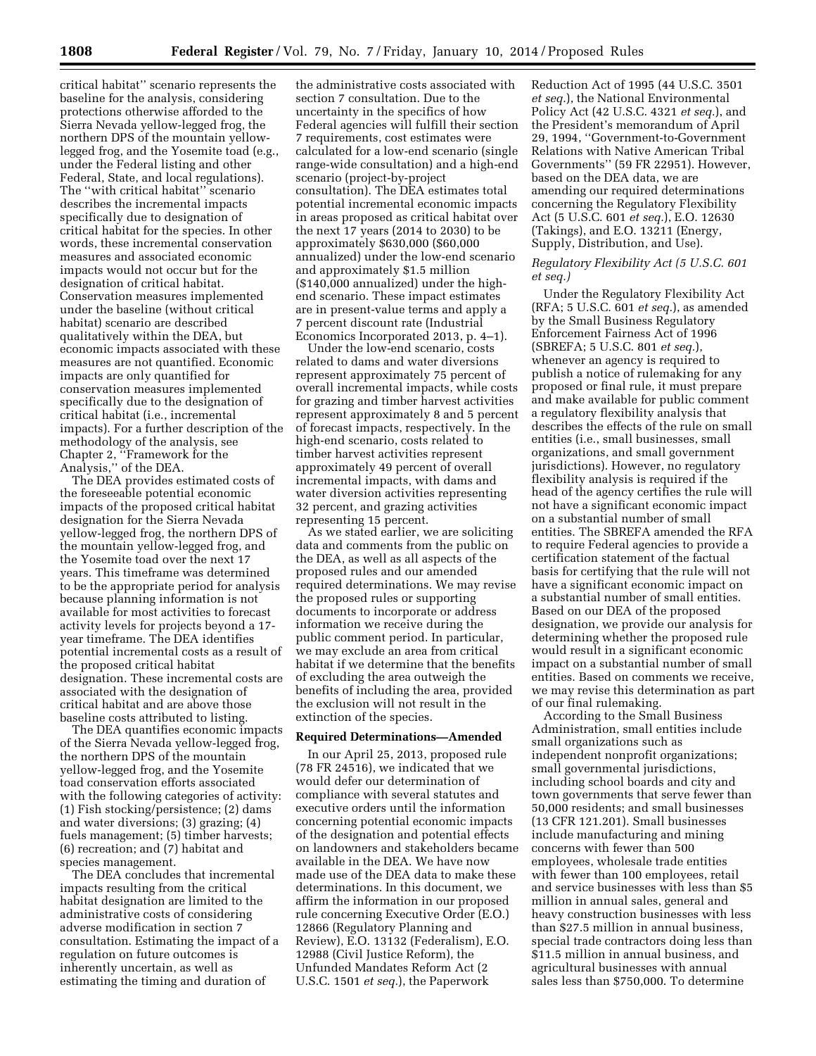critical habitat'' scenario represents the baseline for the analysis, considering protections otherwise afforded to the Sierra Nevada yellow-legged frog, the northern DPS of the mountain yellow-legged frog, and the Yosemite toad (e.g., under the Federal listing and other Federal, State, and local regulations). The ''with critical habitat'' scenario describes the incremental impacts specifically due to designation of critical habitat for the species. In other words, these incremental conservation measures and associated economic impacts would not occur but for the designation of critical habitat. Conservation measures implemented under the baseline (without critical habitat) scenario are described qualitatively within the DEA, but economic impacts associated with these measures are not quantified. Economic impacts are only quantified for conservation measures implemented specifically due to the designation of critical habitat (i.e., incremental impacts). For a further description of the methodology of the analysis, see Chapter 2, ''Framework for the Analysis,'' of the DEA.

The DEA provides estimated costs of the foreseeable potential economic impacts of the proposed critical habitat designation for the Sierra Nevada yellow-legged frog, the northern DPS of the mountain yellow-legged frog, and the Yosemite toad over the next 17 years. This timeframe was determined to be the appropriate period for analysis because planning information is not available for most activities to forecast activity levels for projects beyond a 17-year timeframe. The DEA identifies potential incremental costs as a result of the proposed critical habitat designation. These incremental costs are associated with the designation of critical habitat and are above those baseline costs attributed to listing.

The DEA quantifies economic impacts of the Sierra Nevada yellow-legged frog, the northern DPS of the mountain yellow-legged frog, and the Yosemite toad conservation efforts associated with the following categories of activity: (1) Fish stocking/persistence; (2) dams and water diversions; (3) grazing; (4) fuels management; (5) timber harvests; (6) recreation; and (7) habitat and species management.

The DEA concludes that incremental impacts resulting from the critical habitat designation are limited to the administrative costs of considering adverse modification in section 7 consultation. Estimating the impact of a regulation on future outcomes is inherently uncertain, as well as estimating the timing and duration of the administrative costs associated with section 7 consultation. Due to the uncertainty in the specifics of how Federal agencies will fulfill their section 7 requirements, cost estimates were calculated for a low-end scenario (single range-wide consultation) and a high-end scenario (project-by-project consultation). The DEA estimates total potential incremental economic impacts in areas proposed as critical habitat over the next 17 years (2014 to 2030) to be approximately $630,000 ($60,000 annualized) under the low-end scenario and approximately $1.5 million ($140,000 annualized) under the high-end scenario. These impact estimates are in present-value terms and apply a 7 percent discount rate (Industrial Economics Incorporated 2013, p. 4–1).

Under the low-end scenario, costs related to dams and water diversions represent approximately 75 percent of overall incremental impacts, while costs for grazing and timber harvest activities represent approximately 8 and 5 percent of forecast impacts, respectively. In the high-end scenario, costs related to timber harvest activities represent approximately 49 percent of overall incremental impacts, with dams and water diversion activities representing 32 percent, and grazing activities representing 15 percent.

As we stated earlier, we are soliciting data and comments from the public on the DEA, as well as all aspects of the proposed rules and our amended required determinations. We may revise the proposed rules or supporting documents to incorporate or address information we receive during the public comment period. In particular, we may exclude an area from critical habitat if we determine that the benefits of excluding the area outweigh the benefits of including the area, provided the exclusion will not result in the extinction of the species.

## Required Determinations—Amended

In our April 25, 2013, proposed rule (78 FR 24516), we indicated that we would defer our determination of compliance with several statutes and executive orders until the information concerning potential economic impacts of the designation and potential effects on landowners and stakeholders became available in the DEA. We have now made use of the DEA data to make these determinations. In this document, we affirm the information in our proposed rule concerning Executive Order (E.O.) 12866 (Regulatory Planning and Review), E.O. 13132 (Federalism), E.O. 12988 (Civil Justice Reform), the Unfunded Mandates Reform Act (2 U.S.C. 1501 *et seq.*), the Paperwork Reduction Act of 1995 (44 U.S.C. 3501 *et seq.*), the National Environmental Policy Act (42 U.S.C. 4321 *et seq.*), and the President's memorandum of April 29, 1994, ''Government-to-Government Relations with Native American Tribal Governments'' (59 FR 22951). However, based on the DEA data, we are amending our required determinations concerning the Regulatory Flexibility Act (5 U.S.C. 601 *et seq.*), E.O. 12630 (Takings), and E.O. 13211 (Energy, Supply, Distribution, and Use).

### *Regulatory Flexibility Act (5 U.S.C. 601 et seq.)*

Under the Regulatory Flexibility Act (RFA; 5 U.S.C. 601 *et seq.*), as amended by the Small Business Regulatory Enforcement Fairness Act of 1996 (SBREFA; 5 U.S.C. 801 *et seq.*), whenever an agency is required to publish a notice of rulemaking for any proposed or final rule, it must prepare and make available for public comment a regulatory flexibility analysis that describes the effects of the rule on small entities (i.e., small businesses, small organizations, and small government jurisdictions). However, no regulatory flexibility analysis is required if the head of the agency certifies the rule will not have a significant economic impact on a substantial number of small entities. The SBREFA amended the RFA to require Federal agencies to provide a certification statement of the factual basis for certifying that the rule will not have a significant economic impact on a substantial number of small entities. Based on our DEA of the proposed designation, we provide our analysis for determining whether the proposed rule would result in a significant economic impact on a substantial number of small entities. Based on comments we receive, we may revise this determination as part of our final rulemaking.

According to the Small Business Administration, small entities include small organizations such as independent nonprofit organizations; small governmental jurisdictions, including school boards and city and town governments that serve fewer than 50,000 residents; and small businesses (13 CFR 121.201). Small businesses include manufacturing and mining concerns with fewer than 500 employees, wholesale trade entities with fewer than 100 employees, retail and service businesses with less than $5 million in annual sales, general and heavy construction businesses with less than $27.5 million in annual business, special trade contractors doing less than $11.5 million in annual business, and agricultural businesses with annual sales less than $750,000. To determine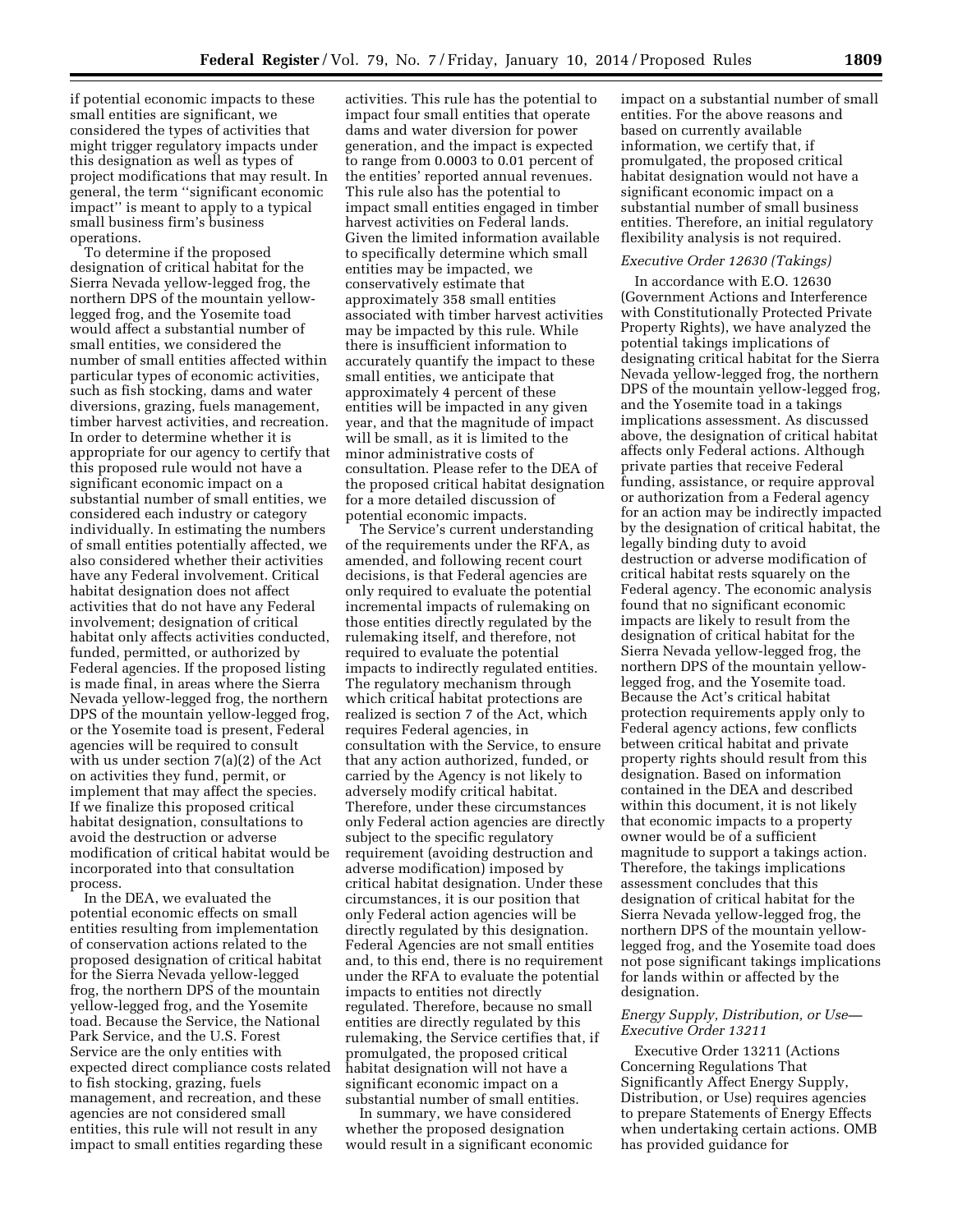if potential economic impacts to these small entities are significant, we considered the types of activities that might trigger regulatory impacts under this designation as well as types of project modifications that may result. In general, the term ''significant economic impact'' is meant to apply to a typical small business firm's business operations.

To determine if the proposed designation of critical habitat for the Sierra Nevada yellow-legged frog, the northern DPS of the mountain yellow-legged frog, and the Yosemite toad would affect a substantial number of small entities, we considered the number of small entities affected within particular types of economic activities, such as fish stocking, dams and water diversions, grazing, fuels management, timber harvest activities, and recreation. In order to determine whether it is appropriate for our agency to certify that this proposed rule would not have a significant economic impact on a substantial number of small entities, we considered each industry or category individually. In estimating the numbers of small entities potentially affected, we also considered whether their activities have any Federal involvement. Critical habitat designation does not affect activities that do not have any Federal involvement; designation of critical habitat only affects activities conducted, funded, permitted, or authorized by Federal agencies. If the proposed listing is made final, in areas where the Sierra Nevada yellow-legged frog, the northern DPS of the mountain yellow-legged frog, or the Yosemite toad is present, Federal agencies will be required to consult with us under section 7(a)(2) of the Act on activities they fund, permit, or implement that may affect the species. If we finalize this proposed critical habitat designation, consultations to avoid the destruction or adverse modification of critical habitat would be incorporated into that consultation process.

In the DEA, we evaluated the potential economic effects on small entities resulting from implementation of conservation actions related to the proposed designation of critical habitat for the Sierra Nevada yellow-legged frog, the northern DPS of the mountain yellow-legged frog, and the Yosemite toad. Because the Service, the National Park Service, and the U.S. Forest Service are the only entities with expected direct compliance costs related to fish stocking, grazing, fuels management, and recreation, and these agencies are not considered small entities, this rule will not result in any impact to small entities regarding these activities. This rule has the potential to impact four small entities that operate dams and water diversion for power generation, and the impact is expected to range from 0.0003 to 0.01 percent of the entities' reported annual revenues. This rule also has the potential to impact small entities engaged in timber harvest activities on Federal lands. Given the limited information available to specifically determine which small entities may be impacted, we conservatively estimate that approximately 358 small entities associated with timber harvest activities may be impacted by this rule. While there is insufficient information to accurately quantify the impact to these small entities, we anticipate that approximately 4 percent of these entities will be impacted in any given year, and that the magnitude of impact will be small, as it is limited to the minor administrative costs of consultation. Please refer to the DEA of the proposed critical habitat designation for a more detailed discussion of potential economic impacts.

The Service's current understanding of the requirements under the RFA, as amended, and following recent court decisions, is that Federal agencies are only required to evaluate the potential incremental impacts of rulemaking on those entities directly regulated by the rulemaking itself, and therefore, not required to evaluate the potential impacts to indirectly regulated entities. The regulatory mechanism through which critical habitat protections are realized is section 7 of the Act, which requires Federal agencies, in consultation with the Service, to ensure that any action authorized, funded, or carried by the Agency is not likely to adversely modify critical habitat. Therefore, under these circumstances only Federal action agencies are directly subject to the specific regulatory requirement (avoiding destruction and adverse modification) imposed by critical habitat designation. Under these circumstances, it is our position that only Federal action agencies will be directly regulated by this designation. Federal Agencies are not small entities and, to this end, there is no requirement under the RFA to evaluate the potential impacts to entities not directly regulated. Therefore, because no small entities are directly regulated by this rulemaking, the Service certifies that, if promulgated, the proposed critical habitat designation will not have a significant economic impact on a substantial number of small entities.

In summary, we have considered whether the proposed designation would result in a significant economic impact on a substantial number of small entities. For the above reasons and based on currently available information, we certify that, if promulgated, the proposed critical habitat designation would not have a significant economic impact on a substantial number of small business entities. Therefore, an initial regulatory flexibility analysis is not required.

*Executive Order 12630 (Takings)*

In accordance with E.O. 12630 (Government Actions and Interference with Constitutionally Protected Private Property Rights), we have analyzed the potential takings implications of designating critical habitat for the Sierra Nevada yellow-legged frog, the northern DPS of the mountain yellow-legged frog, and the Yosemite toad in a takings implications assessment. As discussed above, the designation of critical habitat affects only Federal actions. Although private parties that receive Federal funding, assistance, or require approval or authorization from a Federal agency for an action may be indirectly impacted by the designation of critical habitat, the legally binding duty to avoid destruction or adverse modification of critical habitat rests squarely on the Federal agency. The economic analysis found that no significant economic impacts are likely to result from the designation of critical habitat for the Sierra Nevada yellow-legged frog, the northern DPS of the mountain yellow-legged frog, and the Yosemite toad. Because the Act's critical habitat protection requirements apply only to Federal agency actions, few conflicts between critical habitat and private property rights should result from this designation. Based on information contained in the DEA and described within this document, it is not likely that economic impacts to a property owner would be of a sufficient magnitude to support a takings action. Therefore, the takings implications assessment concludes that this designation of critical habitat for the Sierra Nevada yellow-legged frog, the northern DPS of the mountain yellow-legged frog, and the Yosemite toad does not pose significant takings implications for lands within or affected by the designation.

*Energy Supply, Distribution, or Use—Executive Order 13211*

Executive Order 13211 (Actions Concerning Regulations That Significantly Affect Energy Supply, Distribution, or Use) requires agencies to prepare Statements of Energy Effects when undertaking certain actions. OMB has provided guidance for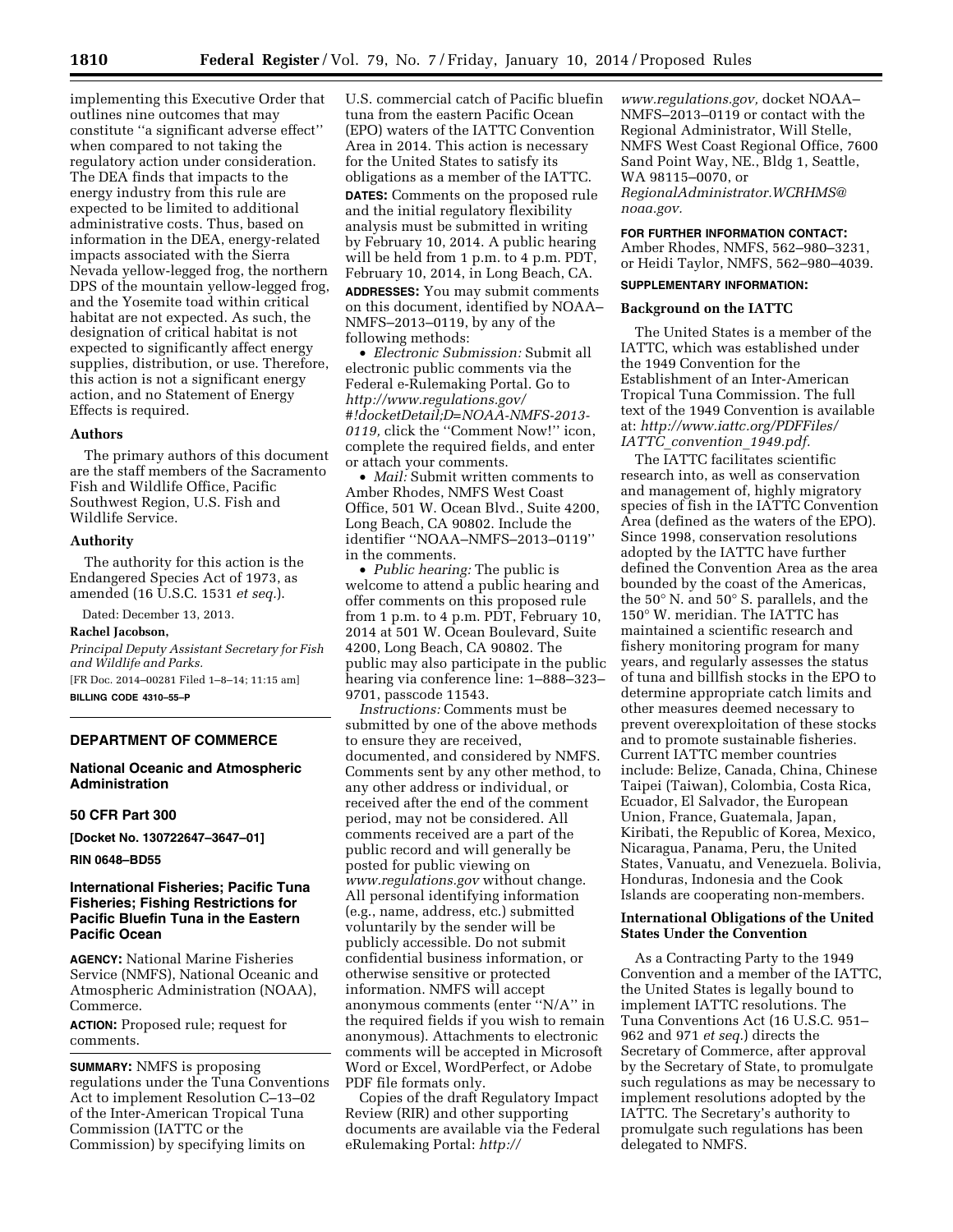implementing this Executive Order that outlines nine outcomes that may constitute "a significant adverse effect" when compared to not taking the regulatory action under consideration. The DEA finds that impacts to the energy industry from this rule are expected to be limited to additional administrative costs. Thus, based on information in the DEA, energy-related impacts associated with the Sierra Nevada yellow-legged frog, the northern DPS of the mountain yellow-legged frog, and the Yosemite toad within critical habitat are not expected. As such, the designation of critical habitat is not expected to significantly affect energy supplies, distribution, or use. Therefore, this action is not a significant energy action, and no Statement of Energy Effects is required.

### Authors

The primary authors of this document are the staff members of the Sacramento Fish and Wildlife Office, Pacific Southwest Region, U.S. Fish and Wildlife Service.

### Authority

The authority for this action is the Endangered Species Act of 1973, as amended (16 U.S.C. 1531 *et seq.*).

Dated: December 13, 2013.

**Rachel Jacobson,**

*Principal Deputy Assistant Secretary for Fish and Wildlife and Parks.*

[FR Doc. 2014–00281 Filed 1–8–14; 11:15 am]

**BILLING CODE 4310–55–P**

---

## DEPARTMENT OF COMMERCE

### National Oceanic and Atmospheric Administration

### 50 CFR Part 300

**[Docket No. 130722647–3647–01]**

**RIN 0648–BD55**

### International Fisheries; Pacific Tuna Fisheries; Fishing Restrictions for Pacific Bluefin Tuna in the Eastern Pacific Ocean

**AGENCY:** National Marine Fisheries Service (NMFS), National Oceanic and Atmospheric Administration (NOAA), Commerce.

**ACTION:** Proposed rule; request for comments.

**SUMMARY:** NMFS is proposing regulations under the Tuna Conventions Act to implement Resolution C–13–02 of the Inter-American Tropical Tuna Commission (IATTC or the Commission) by specifying limits on U.S. commercial catch of Pacific bluefin tuna from the eastern Pacific Ocean (EPO) waters of the IATTC Convention Area in 2014. This action is necessary for the United States to satisfy its obligations as a member of the IATTC.

**DATES:** Comments on the proposed rule and the initial regulatory flexibility analysis must be submitted in writing by February 10, 2014. A public hearing will be held from 1 p.m. to 4 p.m. PDT, February 10, 2014, in Long Beach, CA.

**ADDRESSES:** You may submit comments on this document, identified by NOAA–NMFS–2013–0119, by any of the following methods:

- *Electronic Submission:* Submit all electronic public comments via the Federal e-Rulemaking Portal. Go to *http://www.regulations.gov/#!docketDetail;D=NOAA-NMFS-2013-0119,* click the "Comment Now!" icon, complete the required fields, and enter or attach your comments.
- *Mail:* Submit written comments to Amber Rhodes, NMFS West Coast Office, 501 W. Ocean Blvd., Suite 4200, Long Beach, CA 90802. Include the identifier "NOAA–NMFS–2013–0119" in the comments.
- *Public hearing:* The public is welcome to attend a public hearing and offer comments on this proposed rule from 1 p.m. to 4 p.m. PDT, February 10, 2014 at 501 W. Ocean Boulevard, Suite 4200, Long Beach, CA 90802. The public may also participate in the public hearing via conference line: 1–888–323–9701, passcode 11543.

*Instructions:* Comments must be submitted by one of the above methods to ensure they are received, documented, and considered by NMFS. Comments sent by any other method, to any other address or individual, or received after the end of the comment period, may not be considered. All comments received are a part of the public record and will generally be posted for public viewing on *www.regulations.gov* without change. All personal identifying information (e.g., name, address, etc.) submitted voluntarily by the sender will be publicly accessible. Do not submit confidential business information, or otherwise sensitive or protected information. NMFS will accept anonymous comments (enter "N/A" in the required fields if you wish to remain anonymous). Attachments to electronic comments will be accepted in Microsoft Word or Excel, WordPerfect, or Adobe PDF file formats only.

Copies of the draft Regulatory Impact Review (RIR) and other supporting documents are available via the Federal eRulemaking Portal: *http://www.regulations.gov,* docket NOAA–NMFS–2013–0119 or contact with the Regional Administrator, Will Stelle, NMFS West Coast Regional Office, 7600 Sand Point Way, NE., Bldg 1, Seattle, WA 98115–0070, or *RegionalAdministrator.WCRHMS@noaa.gov.*

**FOR FURTHER INFORMATION CONTACT:** Amber Rhodes, NMFS, 562–980–3231, or Heidi Taylor, NMFS, 562–980–4039.

**SUPPLEMENTARY INFORMATION:**

#### Background on the IATTC

The United States is a member of the IATTC, which was established under the 1949 Convention for the Establishment of an Inter-American Tropical Tuna Commission. The full text of the 1949 Convention is available at: *http://www.iattc.org/PDFFiles/IATTC_convention_1949.pdf.*

The IATTC facilitates scientific research into, as well as conservation and management of, highly migratory species of fish in the IATTC Convention Area (defined as the waters of the EPO). Since 1998, conservation resolutions adopted by the IATTC have further defined the Convention Area as the area bounded by the coast of the Americas, the 50° N. and 50° S. parallels, and the 150° W. meridian. The IATTC has maintained a scientific research and fishery monitoring program for many years, and regularly assesses the status of tuna and billfish stocks in the EPO to determine appropriate catch limits and other measures deemed necessary to prevent overexploitation of these stocks and to promote sustainable fisheries. Current IATTC member countries include: Belize, Canada, China, Chinese Taipei (Taiwan), Colombia, Costa Rica, Ecuador, El Salvador, the European Union, France, Guatemala, Japan, Kiribati, the Republic of Korea, Mexico, Nicaragua, Panama, Peru, the United States, Vanuatu, and Venezuela. Bolivia, Honduras, Indonesia and the Cook Islands are cooperating non-members.

#### International Obligations of the United States Under the Convention

As a Contracting Party to the 1949 Convention and a member of the IATTC, the United States is legally bound to implement IATTC resolutions. The Tuna Conventions Act (16 U.S.C. 951–962 and 971 *et seq.*) directs the Secretary of Commerce, after approval by the Secretary of State, to promulgate such regulations as may be necessary to implement resolutions adopted by the IATTC. The Secretary's authority to promulgate such regulations has been delegated to NMFS.